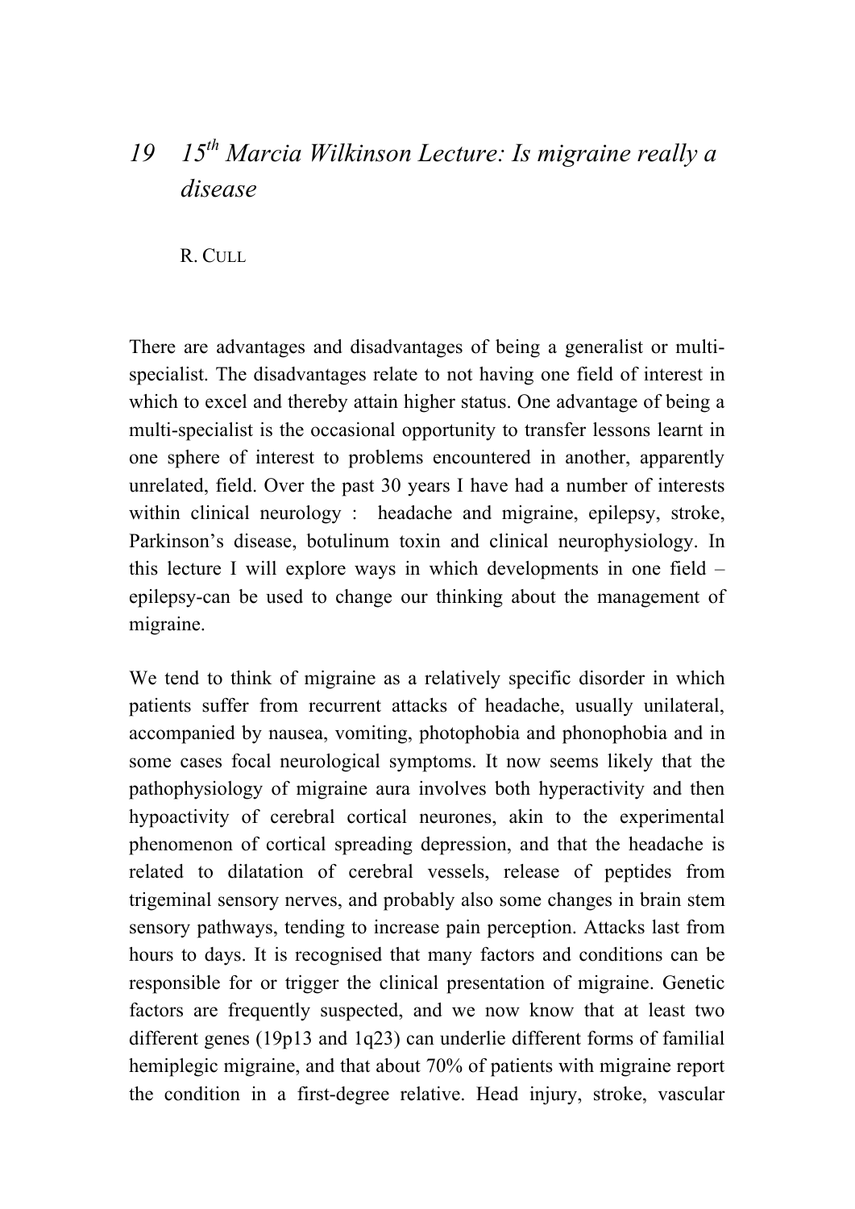# 19 15th Marcia Wilkinson Lecture: Is migraine really a disease

R. CULL

There are advantages and disadvantages of being a generalist or multi-specialist. The disadvantages relate to not having one field of interest in which to excel and thereby attain higher status. One advantage of being a multi-specialist is the occasional opportunity to transfer lessons learnt in one sphere of interest to problems encountered in another, apparently unrelated, field. Over the past 30 years I have had a number of interests within clinical neurology : headache and migraine, epilepsy, stroke, Parkinson's disease, botulinum toxin and clinical neurophysiology. In this lecture I will explore ways in which developments in one field – epilepsy-can be used to change our thinking about the management of migraine.

We tend to think of migraine as a relatively specific disorder in which patients suffer from recurrent attacks of headache, usually unilateral, accompanied by nausea, vomiting, photophobia and phonophobia and in some cases focal neurological symptoms. It now seems likely that the pathophysiology of migraine aura involves both hyperactivity and then hypoactivity of cerebral cortical neurones, akin to the experimental phenomenon of cortical spreading depression, and that the headache is related to dilatation of cerebral vessels, release of peptides from trigeminal sensory nerves, and probably also some changes in brain stem sensory pathways, tending to increase pain perception. Attacks last from hours to days. It is recognised that many factors and conditions can be responsible for or trigger the clinical presentation of migraine. Genetic factors are frequently suspected, and we now know that at least two different genes (19p13 and 1q23) can underlie different forms of familial hemiplegic migraine, and that about 70% of patients with migraine report the condition in a first-degree relative. Head injury, stroke, vascular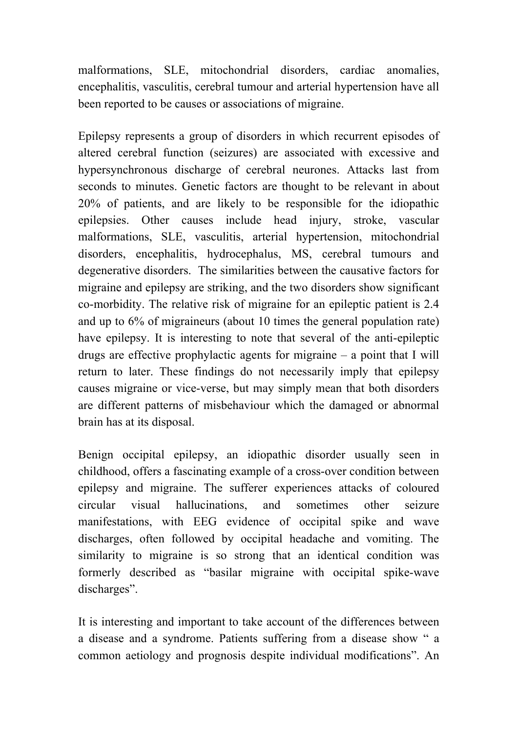malformations, SLE, mitochondrial disorders, cardiac anomalies, encephalitis, vasculitis, cerebral tumour and arterial hypertension have all been reported to be causes or associations of migraine.

Epilepsy represents a group of disorders in which recurrent episodes of altered cerebral function (seizures) are associated with excessive and hypersynchronous discharge of cerebral neurones. Attacks last from seconds to minutes. Genetic factors are thought to be relevant in about 20% of patients, and are likely to be responsible for the idiopathic epilepsies. Other causes include head injury, stroke, vascular malformations, SLE, vasculitis, arterial hypertension, mitochondrial disorders, encephalitis, hydrocephalus, MS, cerebral tumours and degenerative disorders. The similarities between the causative factors for migraine and epilepsy are striking, and the two disorders show significant co-morbidity. The relative risk of migraine for an epileptic patient is 2.4 and up to 6% of migraineurs (about 10 times the general population rate) have epilepsy. It is interesting to note that several of the anti-epileptic drugs are effective prophylactic agents for migraine – a point that I will return to later. These findings do not necessarily imply that epilepsy causes migraine or vice-verse, but may simply mean that both disorders are different patterns of misbehaviour which the damaged or abnormal brain has at its disposal.

Benign occipital epilepsy, an idiopathic disorder usually seen in childhood, offers a fascinating example of a cross-over condition between epilepsy and migraine. The sufferer experiences attacks of coloured circular visual hallucinations, and sometimes other seizure manifestations, with EEG evidence of occipital spike and wave discharges, often followed by occipital headache and vomiting. The similarity to migraine is so strong that an identical condition was formerly described as "basilar migraine with occipital spike-wave discharges".

It is interesting and important to take account of the differences between a disease and a syndrome. Patients suffering from a disease show " a common aetiology and prognosis despite individual modifications". An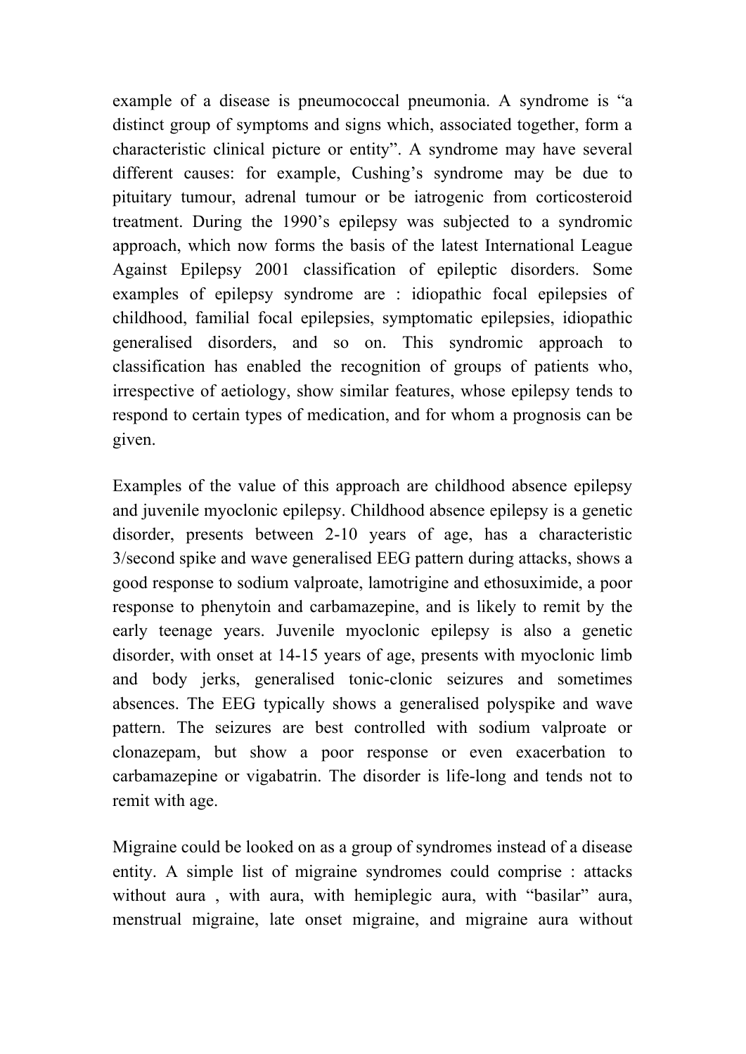example of a disease is pneumococcal pneumonia. A syndrome is "a distinct group of symptoms and signs which, associated together, form a characteristic clinical picture or entity". A syndrome may have several different causes: for example, Cushing's syndrome may be due to pituitary tumour, adrenal tumour or be iatrogenic from corticosteroid treatment. During the 1990's epilepsy was subjected to a syndromic approach, which now forms the basis of the latest International League Against Epilepsy 2001 classification of epileptic disorders. Some examples of epilepsy syndrome are : idiopathic focal epilepsies of childhood, familial focal epilepsies, symptomatic epilepsies, idiopathic generalised disorders, and so on. This syndromic approach to classification has enabled the recognition of groups of patients who, irrespective of aetiology, show similar features, whose epilepsy tends to respond to certain types of medication, and for whom a prognosis can be given.

Examples of the value of this approach are childhood absence epilepsy and juvenile myoclonic epilepsy. Childhood absence epilepsy is a genetic disorder, presents between 2-10 years of age, has a characteristic 3/second spike and wave generalised EEG pattern during attacks, shows a good response to sodium valproate, lamotrigine and ethosuximide, a poor response to phenytoin and carbamazepine, and is likely to remit by the early teenage years. Juvenile myoclonic epilepsy is also a genetic disorder, with onset at 14-15 years of age, presents with myoclonic limb and body jerks, generalised tonic-clonic seizures and sometimes absences. The EEG typically shows a generalised polyspike and wave pattern. The seizures are best controlled with sodium valproate or clonazepam, but show a poor response or even exacerbation to carbamazepine or vigabatrin. The disorder is life-long and tends not to remit with age.

Migraine could be looked on as a group of syndromes instead of a disease entity. A simple list of migraine syndromes could comprise : attacks without aura , with aura, with hemiplegic aura, with "basilar" aura, menstrual migraine, late onset migraine, and migraine aura without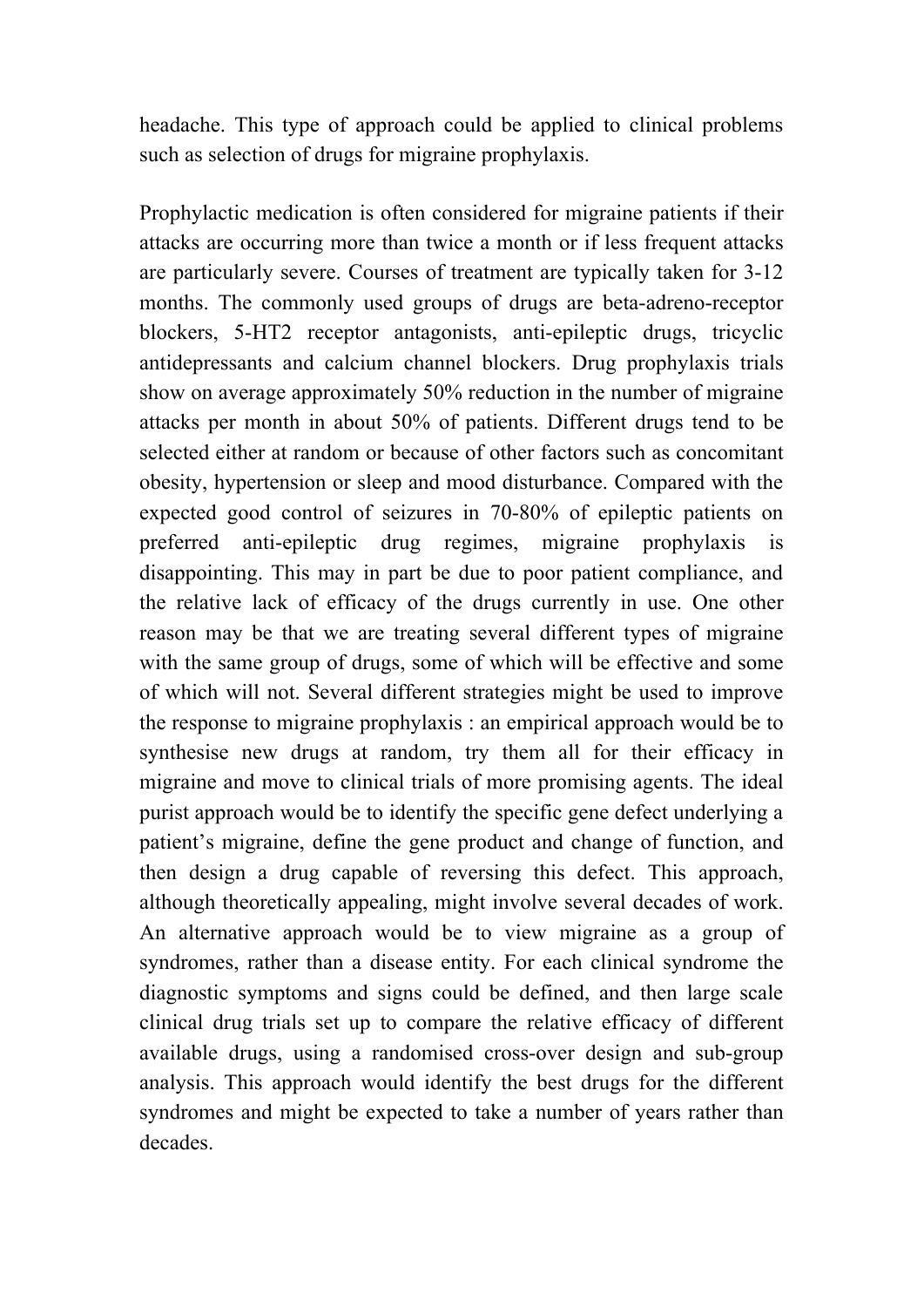headache. This type of approach could be applied to clinical problems such as selection of drugs for migraine prophylaxis.

Prophylactic medication is often considered for migraine patients if their attacks are occurring more than twice a month or if less frequent attacks are particularly severe. Courses of treatment are typically taken for 3-12 months. The commonly used groups of drugs are beta-adreno-receptor blockers, 5-HT2 receptor antagonists, anti-epileptic drugs, tricyclic antidepressants and calcium channel blockers. Drug prophylaxis trials show on average approximately 50% reduction in the number of migraine attacks per month in about 50% of patients. Different drugs tend to be selected either at random or because of other factors such as concomitant obesity, hypertension or sleep and mood disturbance. Compared with the expected good control of seizures in 70-80% of epileptic patients on preferred anti-epileptic drug regimes, migraine prophylaxis is disappointing. This may in part be due to poor patient compliance, and the relative lack of efficacy of the drugs currently in use. One other reason may be that we are treating several different types of migraine with the same group of drugs, some of which will be effective and some of which will not. Several different strategies might be used to improve the response to migraine prophylaxis : an empirical approach would be to synthesise new drugs at random, try them all for their efficacy in migraine and move to clinical trials of more promising agents. The ideal purist approach would be to identify the specific gene defect underlying a patient's migraine, define the gene product and change of function, and then design a drug capable of reversing this defect. This approach, although theoretically appealing, might involve several decades of work. An alternative approach would be to view migraine as a group of syndromes, rather than a disease entity. For each clinical syndrome the diagnostic symptoms and signs could be defined, and then large scale clinical drug trials set up to compare the relative efficacy of different available drugs, using a randomised cross-over design and sub-group analysis. This approach would identify the best drugs for the different syndromes and might be expected to take a number of years rather than decades.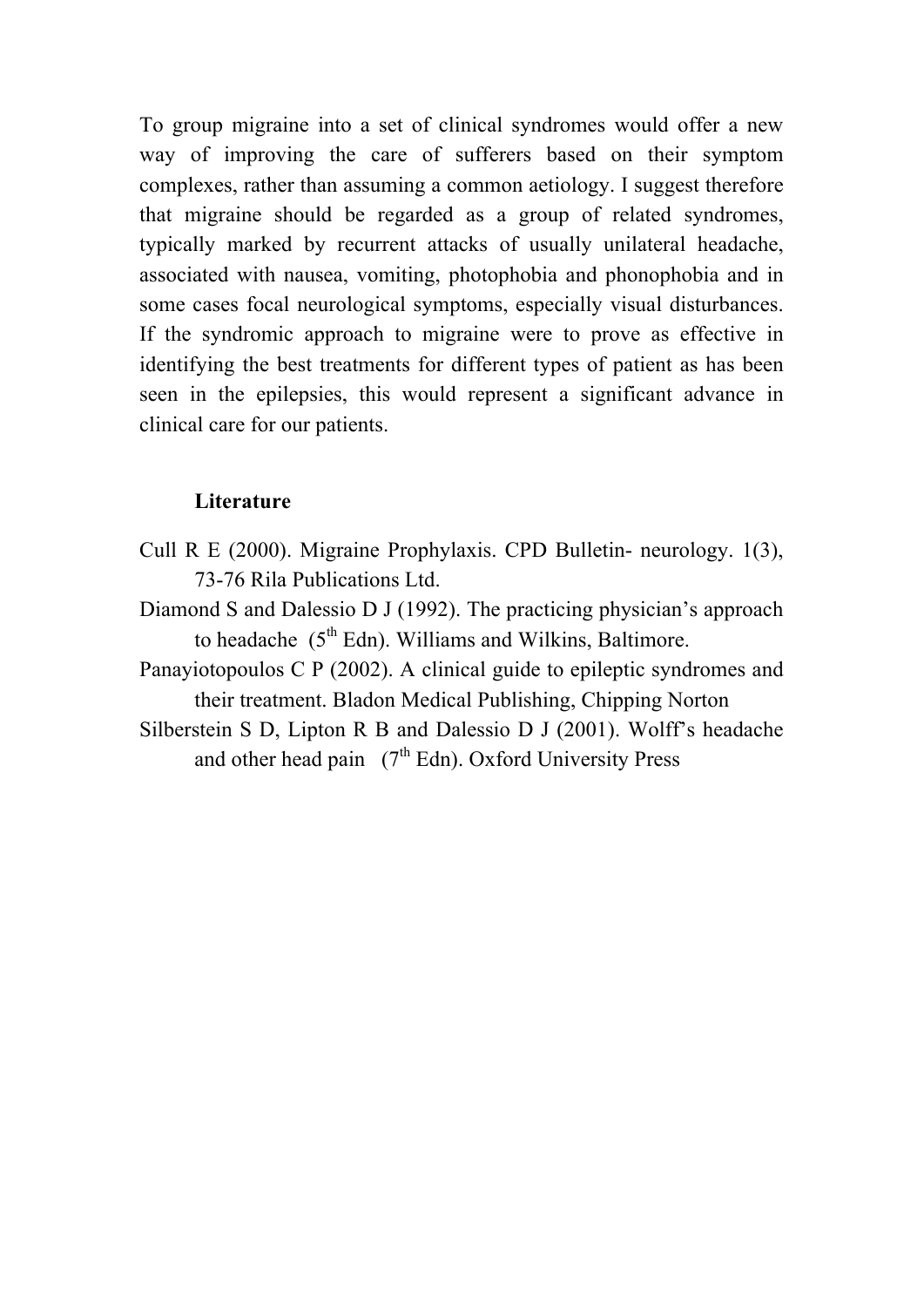To group migraine into a set of clinical syndromes would offer a new way of improving the care of sufferers based on their symptom complexes, rather than assuming a common aetiology. I suggest therefore that migraine should be regarded as a group of related syndromes, typically marked by recurrent attacks of usually unilateral headache, associated with nausea, vomiting, photophobia and phonophobia and in some cases focal neurological symptoms, especially visual disturbances. If the syndromic approach to migraine were to prove as effective in identifying the best treatments for different types of patient as has been seen in the epilepsies, this would represent a significant advance in clinical care for our patients.

## Literature

Cull R E (2000). Migraine Prophylaxis. CPD Bulletin- neurology. 1(3), 73-76 Rila Publications Ltd.

Diamond S and Dalessio D J (1992). The practicing physician's approach to headache (5th Edn). Williams and Wilkins, Baltimore.

Panayiotopoulos C P (2002). A clinical guide to epileptic syndromes and their treatment. Bladon Medical Publishing, Chipping Norton

Silberstein S D, Lipton R B and Dalessio D J (2001). Wolff's headache and other head pain (7th Edn). Oxford University Press